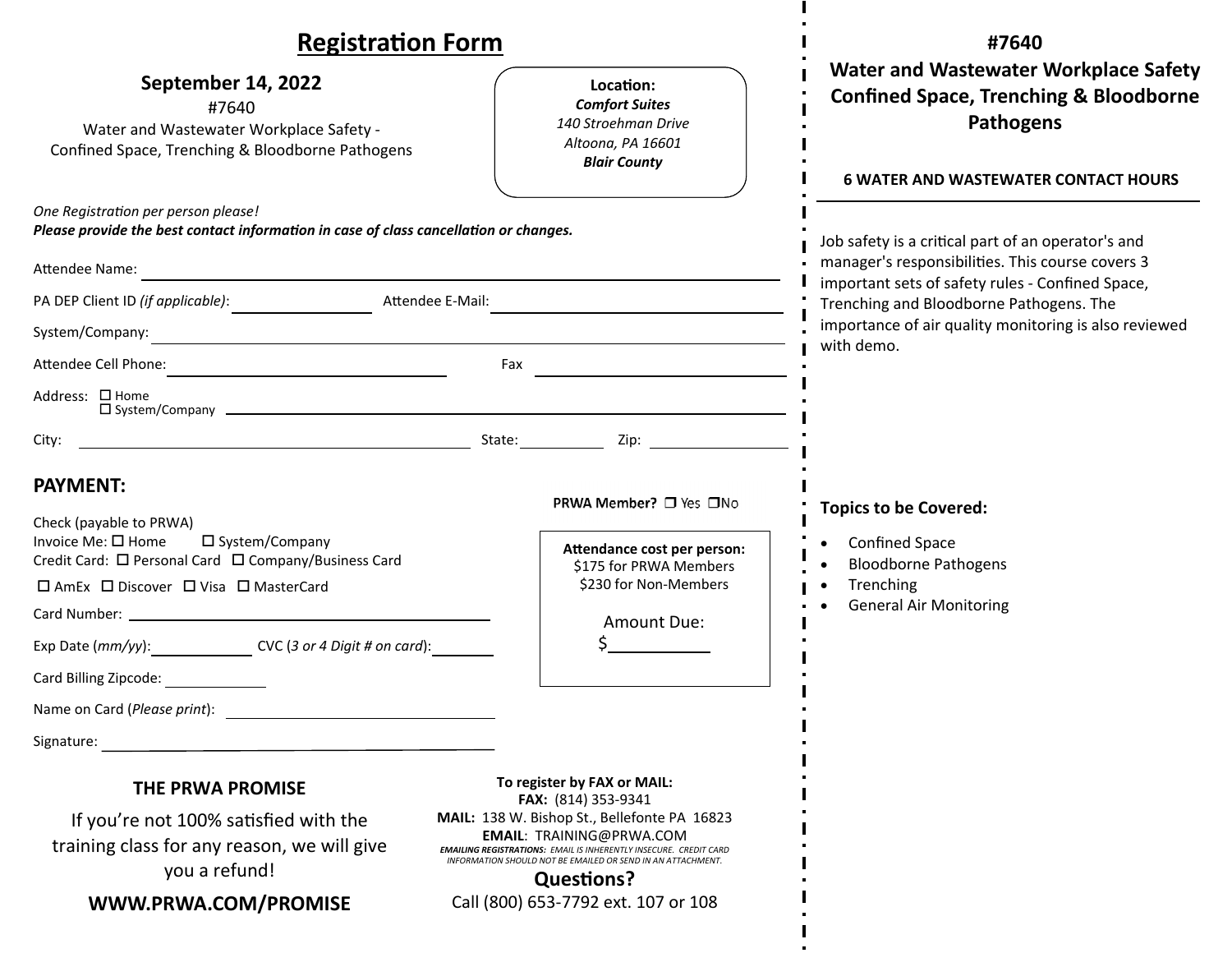# Registration Form

**September 14, 2022**

#7640

Water and Wastewater Workplace Safety - Confined Space, Trenching & Bloodborne Pathogens

**Location:**
***Comfort Suites***
*140 Stroehman Drive*
*Altoona, PA 16601*
***Blair County***

*One Registration per person please!*
***Please provide the best contact information in case of class cancellation or changes.***

Attendee Name: ____________________

PA DEP Client ID *(if applicable)*: __________ Attendee E-Mail: __________

System/Company: ____________________

Attendee Cell Phone: __________ Fax __________

Address: ☐ Home ☐ System/Company ____________________

City: __________ State: ______ Zip: ______

## PAYMENT:

**PRWA Member?** ☐ Yes ☐ No

Check (payable to PRWA)
Invoice Me: ☐ Home ☐ System/Company
Credit Card: ☐ Personal Card ☐ Company/Business Card

☐ AmEx ☐ Discover ☐ Visa ☐ MasterCard

Card Number: ____________________

Exp Date (*mm/yy*): ______ CVC (*3 or 4 Digit # on card*): ______

Card Billing Zipcode: ______

Name on Card (*Please print*): ____________________

Signature: ____________________

**Attendance cost per person:**
$175 for PRWA Members
$230 for Non-Members

Amount Due:
$______

### THE PRWA PROMISE

If you're not 100% satisfied with the training class for any reason, we will give you a refund!

**WWW.PRWA.COM/PROMISE**

**To register by FAX or MAIL:**
**FAX:** (814) 353-9341
**MAIL:** 138 W. Bishop St., Bellefonte PA 16823
**EMAIL**: TRAINING@PRWA.COM
***EMAILING REGISTRATIONS:*** *EMAIL IS INHERENTLY INSECURE. CREDIT CARD INFORMATION SHOULD NOT BE EMAILED OR SEND IN AN ATTACHMENT.*

**Questions?**
Call (800) 653-7792 ext. 107 or 108

## #7640
## Water and Wastewater Workplace Safety Confined Space, Trenching & Bloodborne Pathogens

**6 WATER AND WASTEWATER CONTACT HOURS**

Job safety is a critical part of an operator's and manager's responsibilities. This course covers 3 important sets of safety rules - Confined Space, Trenching and Bloodborne Pathogens. The importance of air quality monitoring is also reviewed with demo.

**Topics to be Covered:**

- Confined Space
- Bloodborne Pathogens
- Trenching
- General Air Monitoring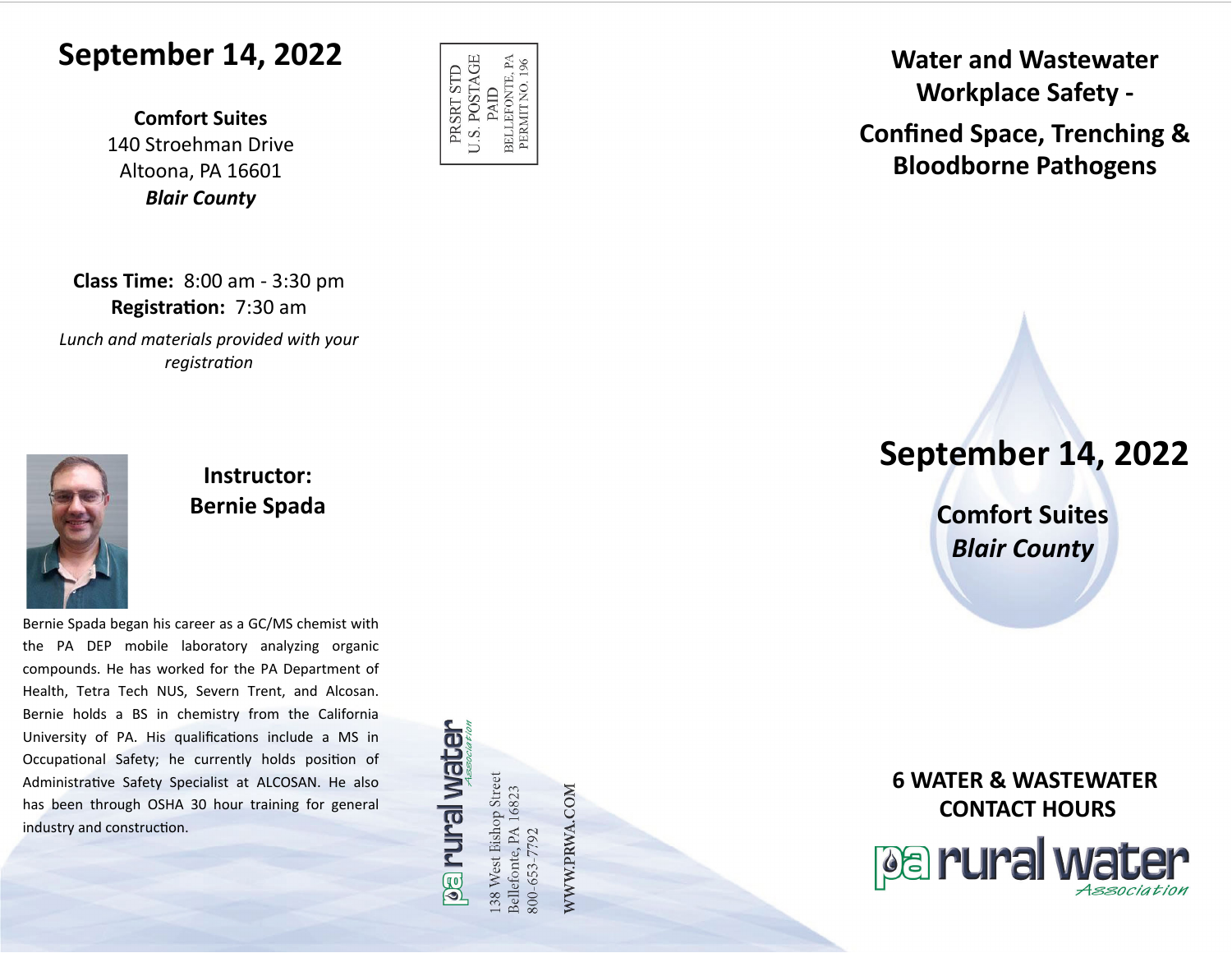## September 14, 2022

**Comfort Suites**
140 Stroehman Drive
Altoona, PA 16601
***Blair County***

**Class Time:** 8:00 am - 3:30 pm
**Registration:** 7:30 am

*Lunch and materials provided with your registration*

**Instructor:**
**Bernie Spada**

Bernie Spada began his career as a GC/MS chemist with the PA DEP mobile laboratory analyzing organic compounds. He has worked for the PA Department of Health, Tetra Tech NUS, Severn Trent, and Alcosan. Bernie holds a BS in chemistry from the California University of PA. His qualifications include a MS in Occupational Safety; he currently holds position of Administrative Safety Specialist at ALCOSAN. He also has been through OSHA 30 hour training for general industry and construction.

PRSRT STD
U.S. POSTAGE
PAID
BELLEFONTE, PA
PERMIT NO. 196

pa rural water Association
138 West Bishop Street
Bellefonte, PA 16823
800-653-7792

WWW.PRWA.COM

# Water and Wastewater Workplace Safety - Confined Space, Trenching & Bloodborne Pathogens

## September 14, 2022

**Comfort Suites**
***Blair County***

**6 WATER & WASTEWATER CONTACT HOURS**

pa rural water Association